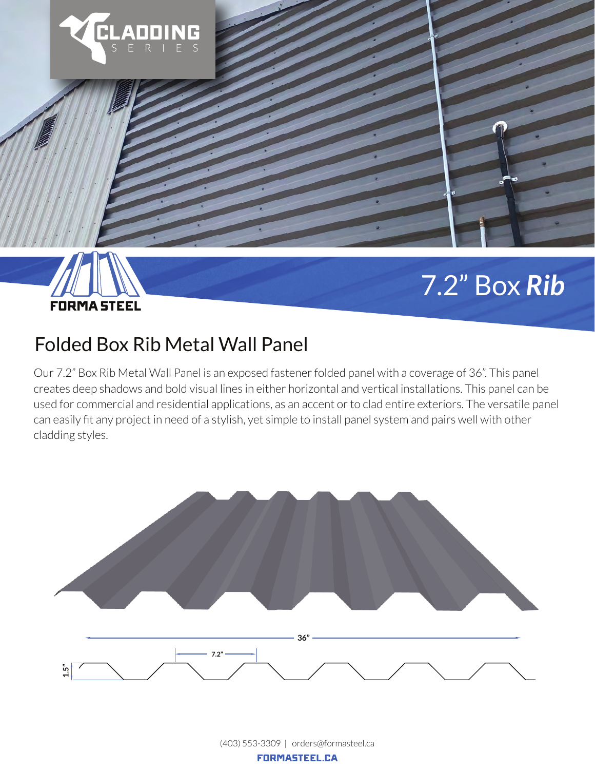CLADDING SERIES

FORMA STEEL

# 7.2” Box *Rib*

## Folded Box Rib Metal Wall Panel

Our 7.2” Box Rib Metal Wall Panel is an exposed fastener folded panel with a coverage of 36”. This panel creates deep shadows and bold visual lines in either horizontal and vertical installations. This panel can be used for commercial and residential applications, as an accent or to clad entire exteriors. The versatile panel can easily fit any project in need of a stylish, yet simple to install panel system and pairs well with other cladding styles.

36”

7.2”

1.5”

(403) 553-3309 | orders@formasteel.ca

**FORMASTEEL.CA**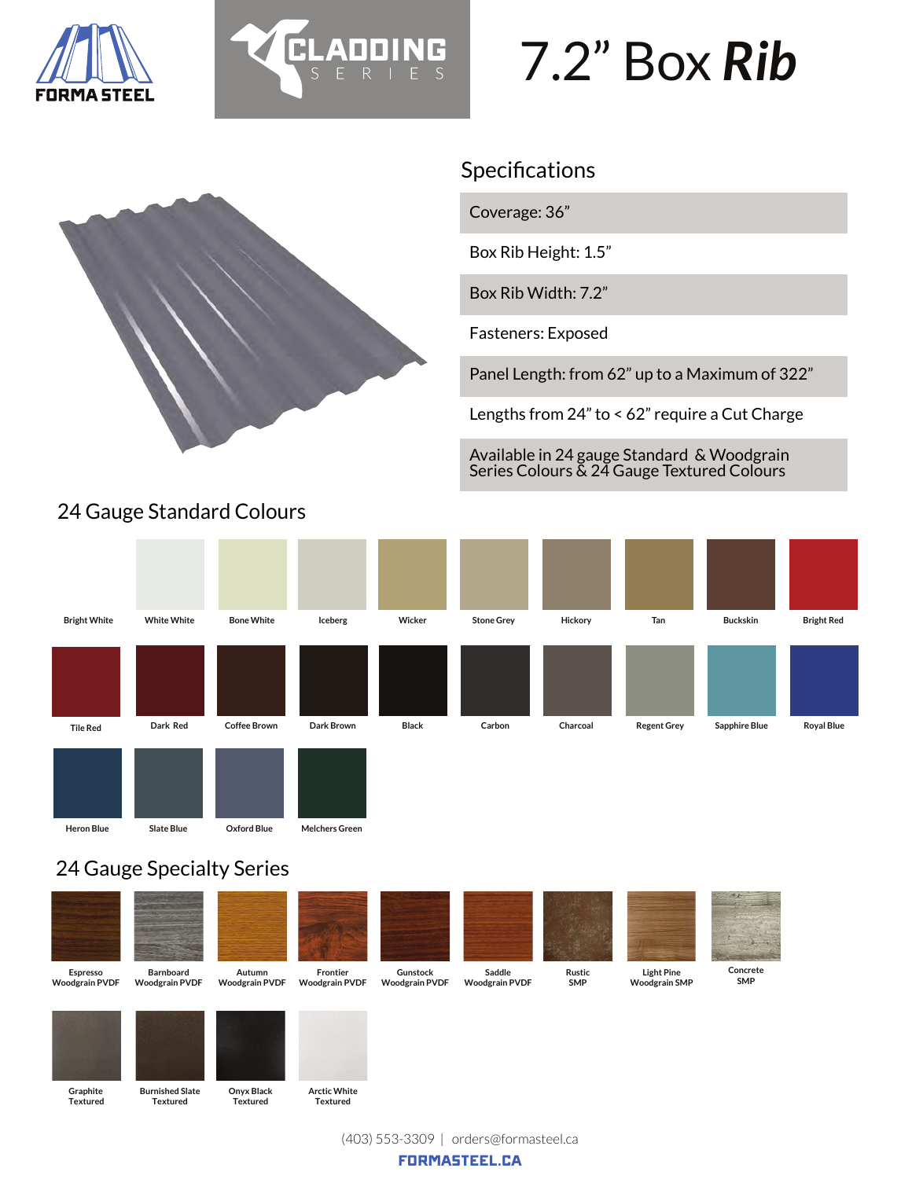FORMA STEEL

CLADDING SERIES

# 7.2" Box ***Rib***

## Specifications

| |
|---|
| Coverage: 36" |
| Box Rib Height: 1.5" |
| Box Rib Width: 7.2" |
| Fasteners: Exposed |
| Panel Length: from 62" up to a Maximum of 322" |
| Lengths from 24" to < 62" require a Cut Charge |
| Available in 24 gauge Standard & Woodgrain Series Colours & 24 Gauge Textured Colours |

## 24 Gauge Standard Colours

Bright White, White White, Bone White, Iceberg, Wicker, Stone Grey, Hickory, Tan, Buckskin, Bright Red

Tile Red, Dark Red, Coffee Brown, Dark Brown, Black, Carbon, Charcoal, Regent Grey, Sapphire Blue, Royal Blue

Heron Blue, Slate Blue, Oxford Blue, Melchers Green

## 24 Gauge Specialty Series

Espresso Woodgrain PVDF, Barnboard Woodgrain PVDF, Autumn Woodgrain PVDF, Frontier Woodgrain PVDF, Gunstock Woodgrain PVDF, Saddle Woodgrain PVDF, Rustic SMP, Light Pine Woodgrain SMP, Concrete SMP

Graphite Textured, Burnished Slate Textured, Onyx Black Textured, Arctic White Textured

(403) 553-3309 | orders@formasteel.ca

**FORMASTEEL.CA**